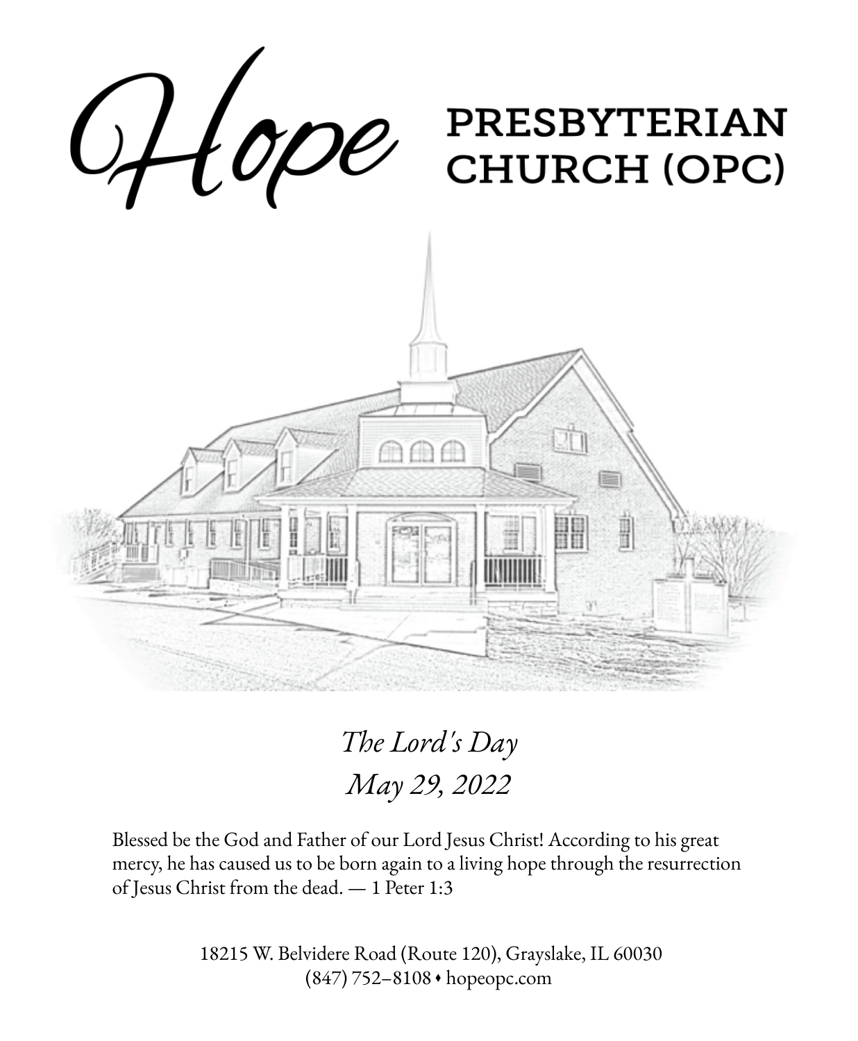# Hope PRESBYTERIAN CHURCH (OPC)

*The Lord's Day*

*May 29, 2022*

Blessed be the God and Father of our Lord Jesus Christ! According to his great mercy, he has caused us to be born again to a living hope through the resurrection of Jesus Christ from the dead. — 1 Peter 1:3

18215 W. Belvidere Road (Route 120), Grayslake, IL 60030

(847) 752–8108 • hopeopc.com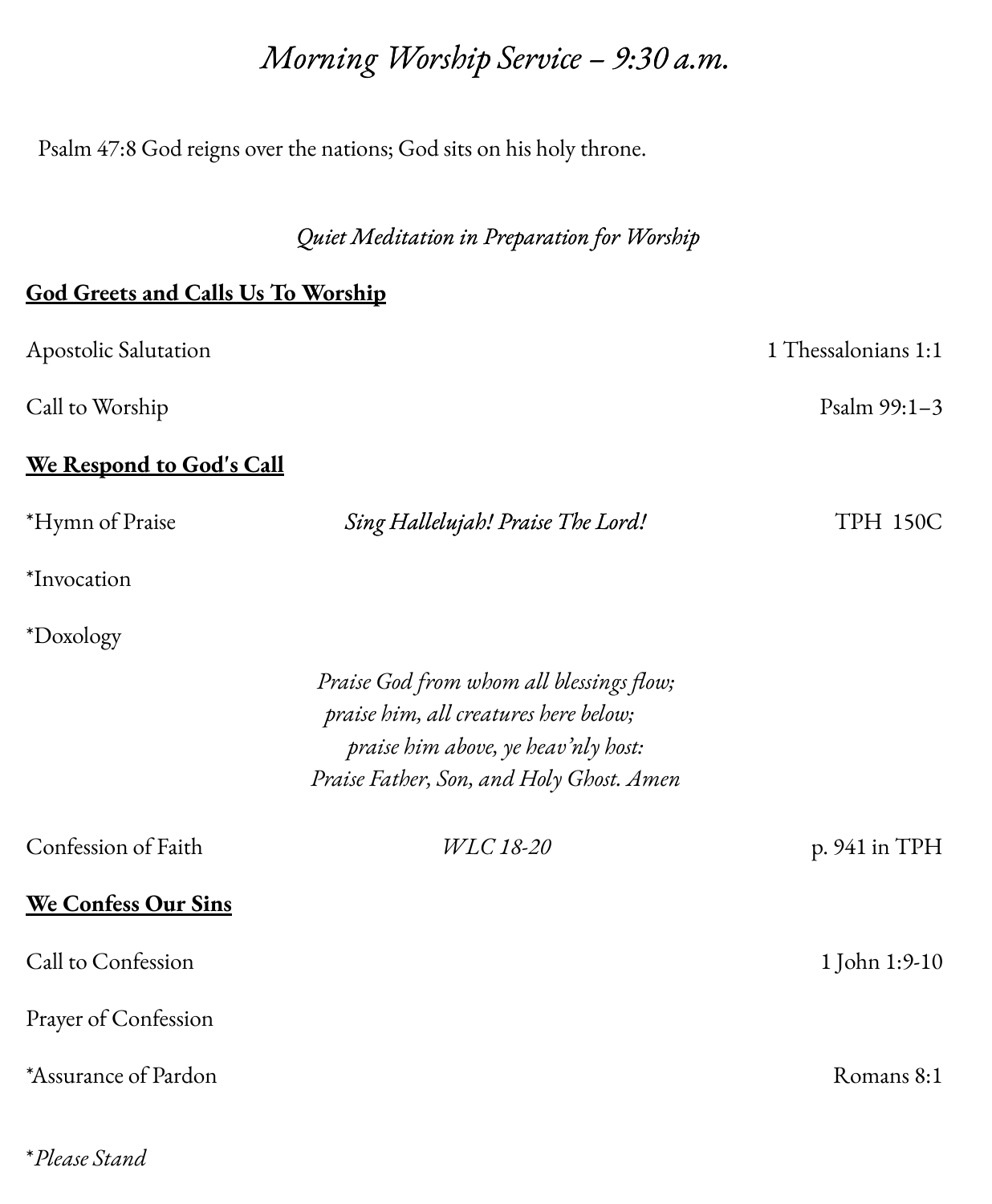# *Morning Worship Service – 9:30 a.m.*

Psalm 47:8 God reigns over the nations; God sits on his holy throne.

*Quiet Meditation in Preparation for Worship*

**God Greets and Calls Us To Worship**

Apostolic Salutation — 1 Thessalonians 1:1

Call to Worship — Psalm 99:1–3

**We Respond to God's Call**

*Hymn of Praise — *Sing Hallelujah! Praise The Lord!* — TPH 150C

*Invocation

*Doxology

*Praise God from whom all blessings flow;*
*praise him, all creatures here below;*
*praise him above, ye heav'nly host:*
*Praise Father, Son, and Holy Ghost. Amen*

Confession of Faith — *WLC 18-20* — p. 941 in TPH

**We Confess Our Sins**

Call to Confession — 1 John 1:9-10

Prayer of Confession

*Assurance of Pardon — Romans 8:1

**Please Stand*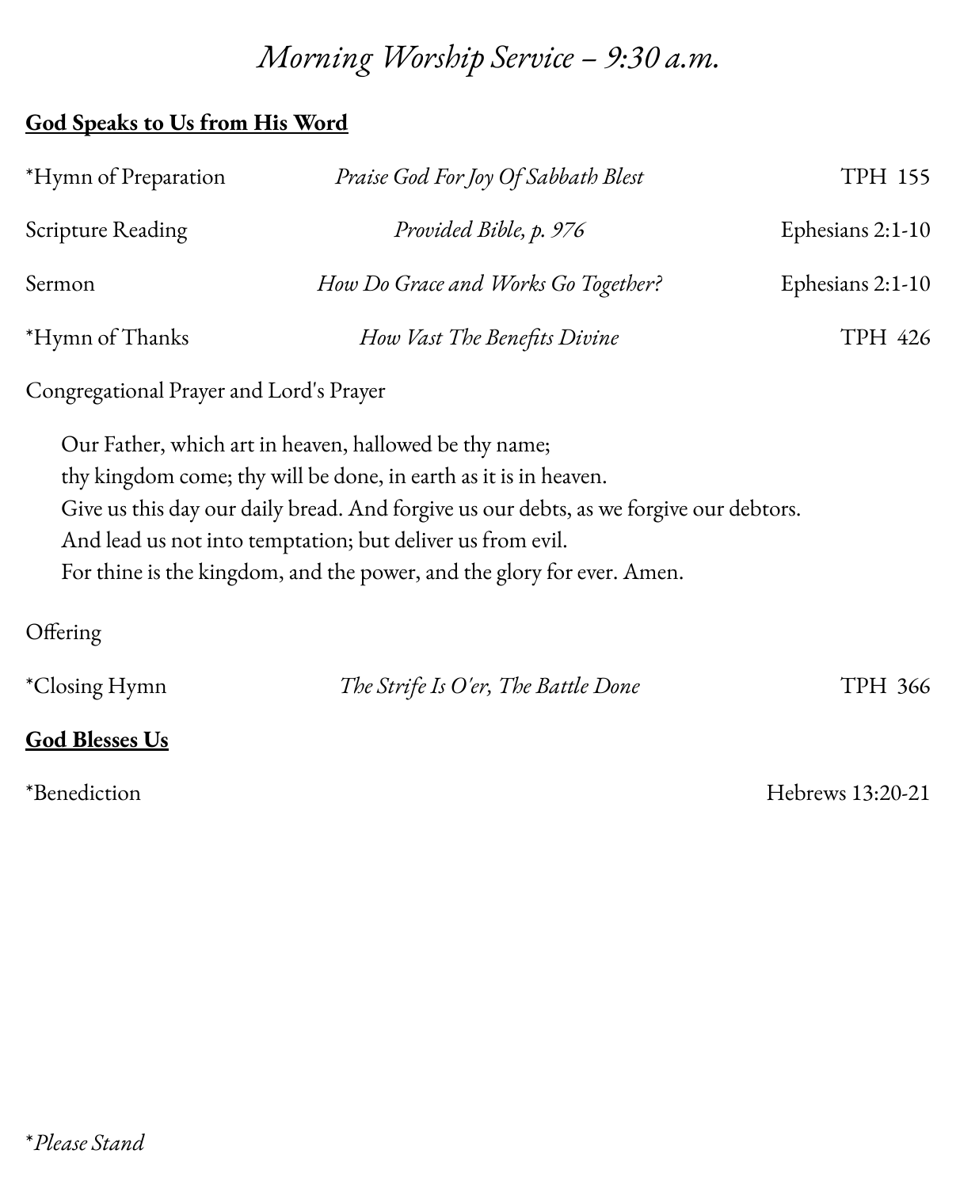# *Morning Worship Service – 9:30 a.m.*

**God Speaks to Us from His Word**

| | | |
|---|---|---|
| *Hymn of Preparation | *Praise God For Joy Of Sabbath Blest* | TPH 155 |
| Scripture Reading | *Provided Bible, p. 976* | Ephesians 2:1-10 |
| Sermon | *How Do Grace and Works Go Together?* | Ephesians 2:1-10 |
| *Hymn of Thanks | *How Vast The Benefits Divine* | TPH 426 |

Congregational Prayer and Lord's Prayer

> Our Father, which art in heaven, hallowed be thy name;
> thy kingdom come; thy will be done, in earth as it is in heaven.
> Give us this day our daily bread. And forgive us our debts, as we forgive our debtors.
> And lead us not into temptation; but deliver us from evil.
> For thine is the kingdom, and the power, and the glory for ever. Amen.

Offering

| | | |
|---|---|---|
| *Closing Hymn | *The Strife Is O'er, The Battle Done* | TPH 366 |

**God Blesses Us**

*Benediction — Hebrews 13:20-21

**Please Stand*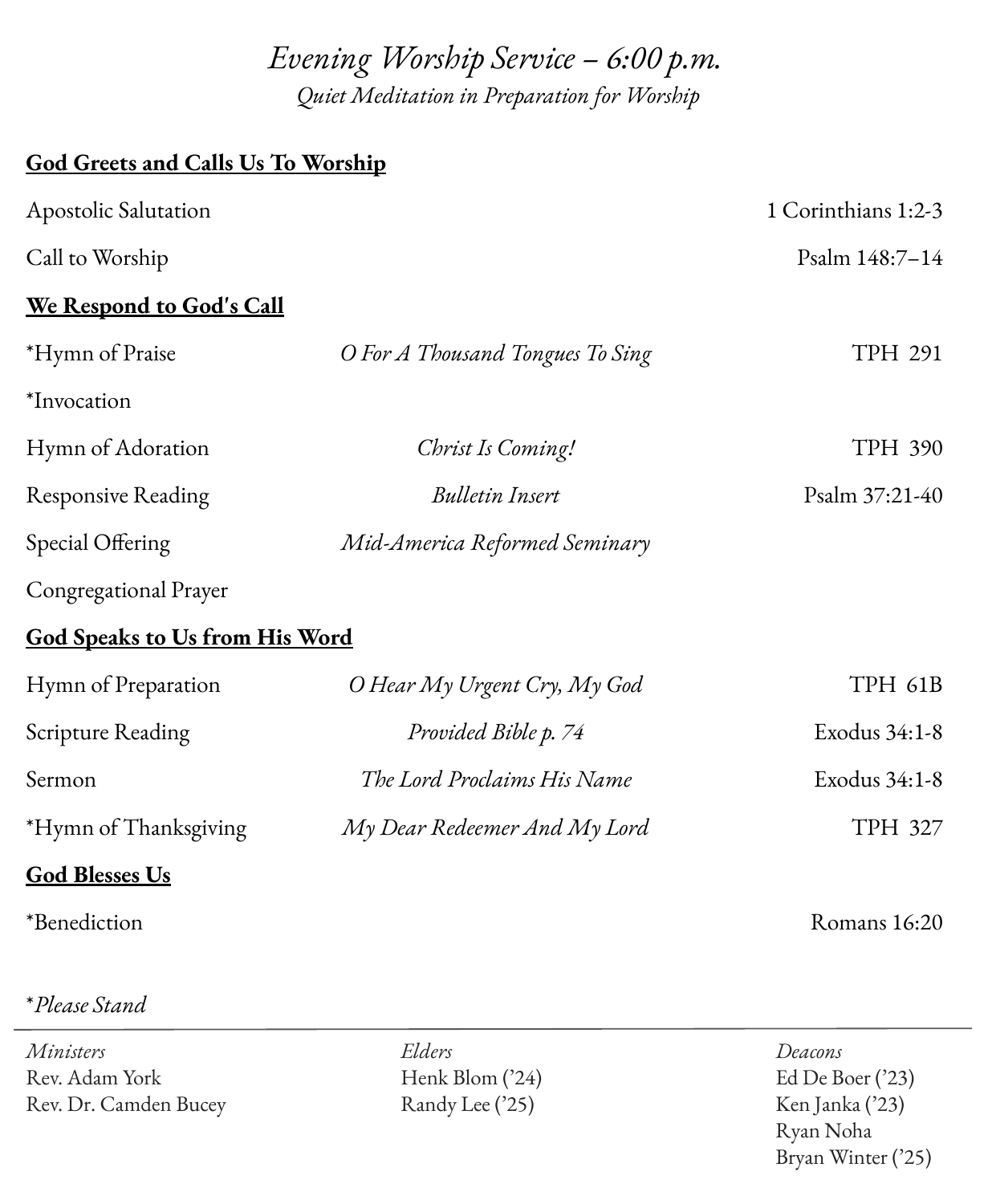# *Evening Worship Service – 6:00 p.m.*

*Quiet Meditation in Preparation for Worship*

**<u>God Greets and Calls Us To Worship</u>**

| | | |
|---|---|---|
| Apostolic Salutation | | 1 Corinthians 1:2-3 |
| Call to Worship | | Psalm 148:7–14 |

**<u>We Respond to God's Call</u>**

| | | |
|---|---|---|
| *Hymn of Praise | *O For A Thousand Tongues To Sing* | TPH 291 |
| *Invocation | | |
| Hymn of Adoration | *Christ Is Coming!* | TPH 390 |
| Responsive Reading | *Bulletin Insert* | Psalm 37:21-40 |
| Special Offering | *Mid-America Reformed Seminary* | |
| Congregational Prayer | | |

**<u>God Speaks to Us from His Word</u>**

| | | |
|---|---|---|
| Hymn of Preparation | *O Hear My Urgent Cry, My God* | TPH 61B |
| Scripture Reading | *Provided Bible p. 74* | Exodus 34:1-8 |
| Sermon | *The Lord Proclaims His Name* | Exodus 34:1-8 |
| *Hymn of Thanksgiving | *My Dear Redeemer And My Lord* | TPH 327 |

**<u>God Blesses Us</u>**

| | | |
|---|---|---|
| *Benediction | | Romans 16:20 |

*\*Please Stand*

---

| *Ministers* | *Elders* | *Deacons* |
|---|---|---|
| Rev. Adam York | Henk Blom ('24) | Ed De Boer ('23) |
| Rev. Dr. Camden Bucey | Randy Lee ('25) | Ken Janka ('23) |
| | | Ryan Noha |
| | | Bryan Winter ('25) |